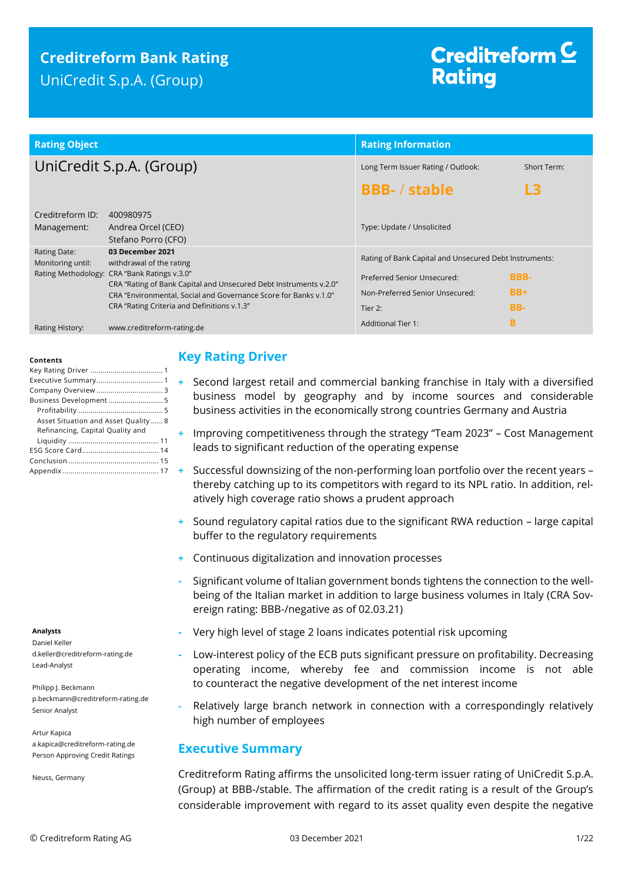# Creditreform Bank Rating

UniCredit S.p.A. (Group)

Creditreform Rating

| Rating Object | | Rating Information | |
|---|---|---|---|
| UniCredit S.p.A. (Group) | | Long Term Issuer Rating / Outlook: | Short Term: |
| | | **BBB- / stable** | **L3** |
| Creditreform ID: | 400980975 | Type: Update / Unsolicited | |
| Management: | Andrea Orcel (CEO)<br>Stefano Porro (CFO) | | |
| Rating Date: | **03 December 2021** | Rating of Bank Capital and Unsecured Debt Instruments: | |
| Monitoring until: | withdrawal of the rating | Preferred Senior Unsecured: | BBB- |
| Rating Methodology: | CRA "Bank Ratings v.3.0"<br>CRA "Rating of Bank Capital and Unsecured Debt Instruments v.2.0"<br>CRA "Environmental, Social and Governance Score for Banks v.1.0"<br>CRA "Rating Criteria and Definitions v.1.3" | Non-Preferred Senior Unsecured: | BB+ |
| | | Tier 2: | BB- |
| Rating History: | www.creditreform-rating.de | Additional Tier 1: | B |

**Contents**

- Key Rating Driver ... 1
- Executive Summary ... 1
- Company Overview ... 3
- Business Development ... 5
  - Profitability ... 5
  - Asset Situation and Asset Quality ... 8
  - Refinancing, Capital Quality and Liquidity ... 11
- ESG Score Card ... 14
- Conclusion ... 15
- Appendix ... 17

**Analysts**

Daniel Keller
d.keller@creditreform-rating.de
Lead-Analyst

Philipp J. Beckmann
p.beckmann@creditreform-rating.de
Senior Analyst

Artur Kapica
a.kapica@creditreform-rating.de
Person Approving Credit Ratings

Neuss, Germany

## Key Rating Driver

- \+ Second largest retail and commercial banking franchise in Italy with a diversified business model by geography and by income sources and considerable business activities in the economically strong countries Germany and Austria
- \+ Improving competitiveness through the strategy "Team 2023" – Cost Management leads to significant reduction of the operating expense
- \+ Successful downsizing of the non-performing loan portfolio over the recent years – thereby catching up to its competitors with regard to its NPL ratio. In addition, relatively high coverage ratio shows a prudent approach
- \+ Sound regulatory capital ratios due to the significant RWA reduction – large capital buffer to the regulatory requirements
- \+ Continuous digitalization and innovation processes
- \- Significant volume of Italian government bonds tightens the connection to the well-being of the Italian market in addition to large business volumes in Italy (CRA Sovereign rating: BBB-/negative as of 02.03.21)
- \- Very high level of stage 2 loans indicates potential risk upcoming
- \- Low-interest policy of the ECB puts significant pressure on profitability. Decreasing operating income, whereby fee and commission income is not able to counteract the negative development of the net interest income
- \- Relatively large branch network in connection with a correspondingly relatively high number of employees

## Executive Summary

Creditreform Rating affirms the unsolicited long-term issuer rating of UniCredit S.p.A. (Group) at BBB-/stable. The affirmation of the credit rating is a result of the Group's considerable improvement with regard to its asset quality even despite the negative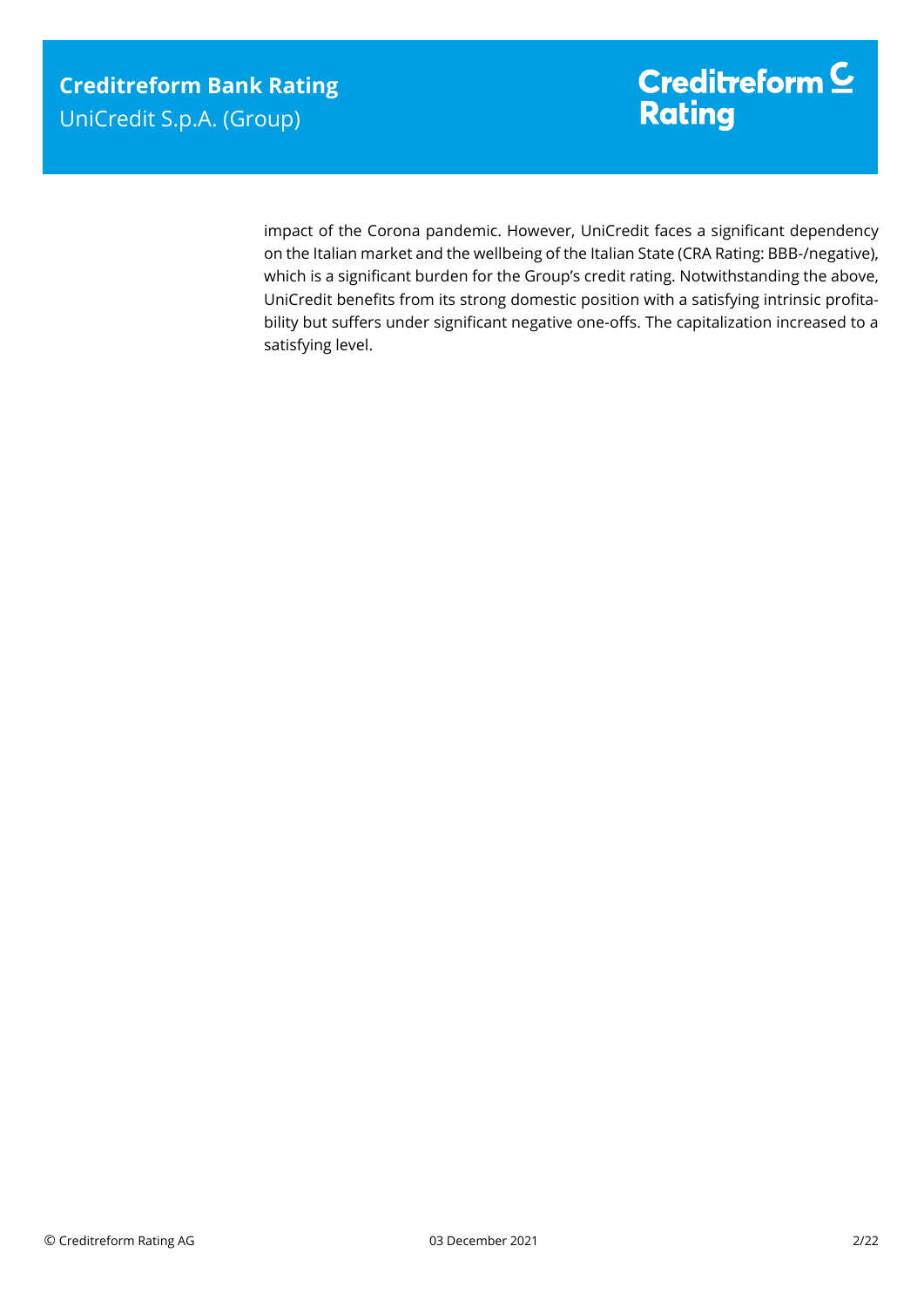impact of the Corona pandemic. However, UniCredit faces a significant dependency on the Italian market and the wellbeing of the Italian State (CRA Rating: BBB-/negative), which is a significant burden for the Group's credit rating. Notwithstanding the above, UniCredit benefits from its strong domestic position with a satisfying intrinsic profitability but suffers under significant negative one-offs. The capitalization increased to a satisfying level.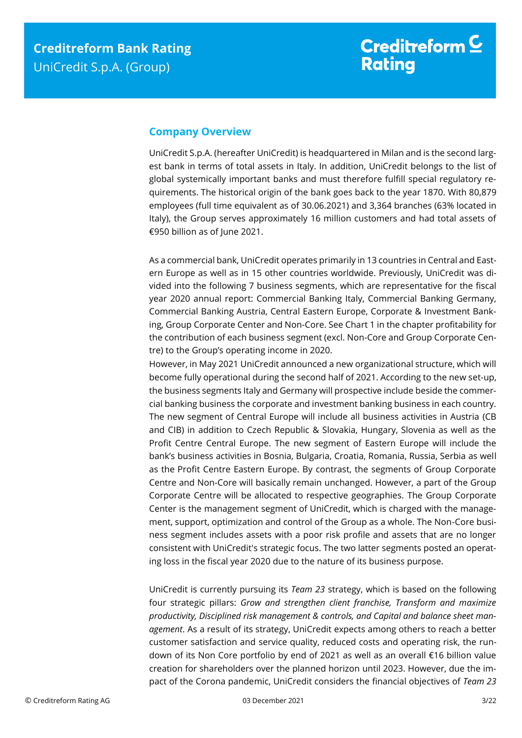## Company Overview

UniCredit S.p.A. (hereafter UniCredit) is headquartered in Milan and is the second largest bank in terms of total assets in Italy. In addition, UniCredit belongs to the list of global systemically important banks and must therefore fulfill special regulatory requirements. The historical origin of the bank goes back to the year 1870. With 80,879 employees (full time equivalent as of 30.06.2021) and 3,364 branches (63% located in Italy), the Group serves approximately 16 million customers and had total assets of €950 billion as of June 2021.

As a commercial bank, UniCredit operates primarily in 13 countries in Central and Eastern Europe as well as in 15 other countries worldwide. Previously, UniCredit was divided into the following 7 business segments, which are representative for the fiscal year 2020 annual report: Commercial Banking Italy, Commercial Banking Germany, Commercial Banking Austria, Central Eastern Europe, Corporate & Investment Banking, Group Corporate Center and Non-Core. See Chart 1 in the chapter profitability for the contribution of each business segment (excl. Non-Core and Group Corporate Centre) to the Group's operating income in 2020.

However, in May 2021 UniCredit announced a new organizational structure, which will become fully operational during the second half of 2021. According to the new set-up, the business segments Italy and Germany will prospective include beside the commercial banking business the corporate and investment banking business in each country. The new segment of Central Europe will include all business activities in Austria (CB and CIB) in addition to Czech Republic & Slovakia, Hungary, Slovenia as well as the Profit Centre Central Europe. The new segment of Eastern Europe will include the bank's business activities in Bosnia, Bulgaria, Croatia, Romania, Russia, Serbia as well as the Profit Centre Eastern Europe. By contrast, the segments of Group Corporate Centre and Non-Core will basically remain unchanged. However, a part of the Group Corporate Centre will be allocated to respective geographies. The Group Corporate Center is the management segment of UniCredit, which is charged with the management, support, optimization and control of the Group as a whole. The Non-Core business segment includes assets with a poor risk profile and assets that are no longer consistent with UniCredit's strategic focus. The two latter segments posted an operating loss in the fiscal year 2020 due to the nature of its business purpose.

UniCredit is currently pursuing its *Team 23* strategy, which is based on the following four strategic pillars: *Grow and strengthen client franchise, Transform and maximize productivity, Disciplined risk management & controls, and Capital and balance sheet management*. As a result of its strategy, UniCredit expects among others to reach a better customer satisfaction and service quality, reduced costs and operating risk, the rundown of its Non Core portfolio by end of 2021 as well as an overall €16 billion value creation for shareholders over the planned horizon until 2023. However, due the impact of the Corona pandemic, UniCredit considers the financial objectives of *Team 23*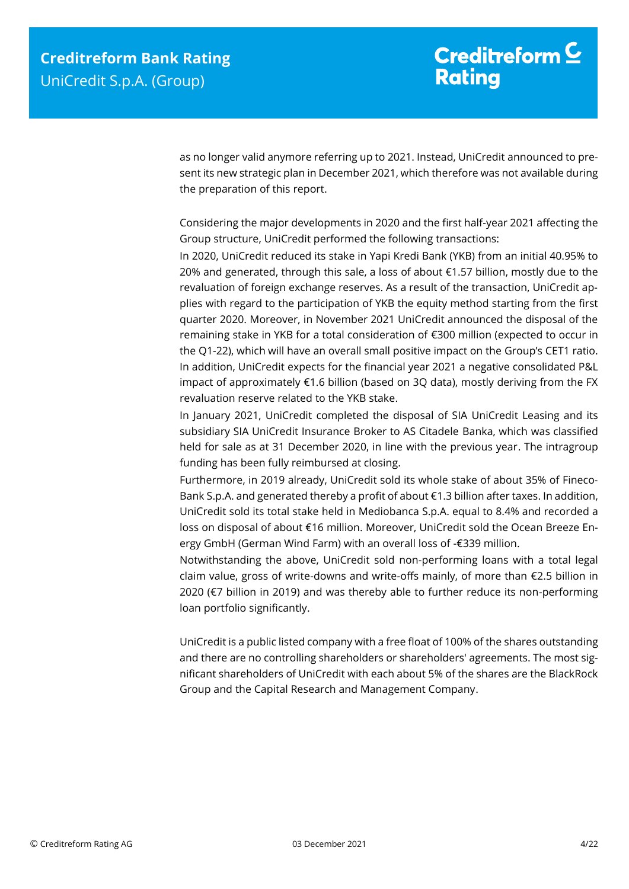as no longer valid anymore referring up to 2021. Instead, UniCredit announced to present its new strategic plan in December 2021, which therefore was not available during the preparation of this report.

Considering the major developments in 2020 and the first half-year 2021 affecting the Group structure, UniCredit performed the following transactions:

In 2020, UniCredit reduced its stake in Yapi Kredi Bank (YKB) from an initial 40.95% to 20% and generated, through this sale, a loss of about €1.57 billion, mostly due to the revaluation of foreign exchange reserves. As a result of the transaction, UniCredit applies with regard to the participation of YKB the equity method starting from the first quarter 2020. Moreover, in November 2021 UniCredit announced the disposal of the remaining stake in YKB for a total consideration of €300 million (expected to occur in the Q1-22), which will have an overall small positive impact on the Group's CET1 ratio. In addition, UniCredit expects for the financial year 2021 a negative consolidated P&L impact of approximately €1.6 billion (based on 3Q data), mostly deriving from the FX revaluation reserve related to the YKB stake.

In January 2021, UniCredit completed the disposal of SIA UniCredit Leasing and its subsidiary SIA UniCredit Insurance Broker to AS Citadele Banka, which was classified held for sale as at 31 December 2020, in line with the previous year. The intragroup funding has been fully reimbursed at closing.

Furthermore, in 2019 already, UniCredit sold its whole stake of about 35% of FinecoBank S.p.A. and generated thereby a profit of about €1.3 billion after taxes. In addition, UniCredit sold its total stake held in Mediobanca S.p.A. equal to 8.4% and recorded a loss on disposal of about €16 million. Moreover, UniCredit sold the Ocean Breeze Energy GmbH (German Wind Farm) with an overall loss of -€339 million.

Notwithstanding the above, UniCredit sold non-performing loans with a total legal claim value, gross of write-downs and write-offs mainly, of more than €2.5 billion in 2020 (€7 billion in 2019) and was thereby able to further reduce its non-performing loan portfolio significantly.

UniCredit is a public listed company with a free float of 100% of the shares outstanding and there are no controlling shareholders or shareholders' agreements. The most significant shareholders of UniCredit with each about 5% of the shares are the BlackRock Group and the Capital Research and Management Company.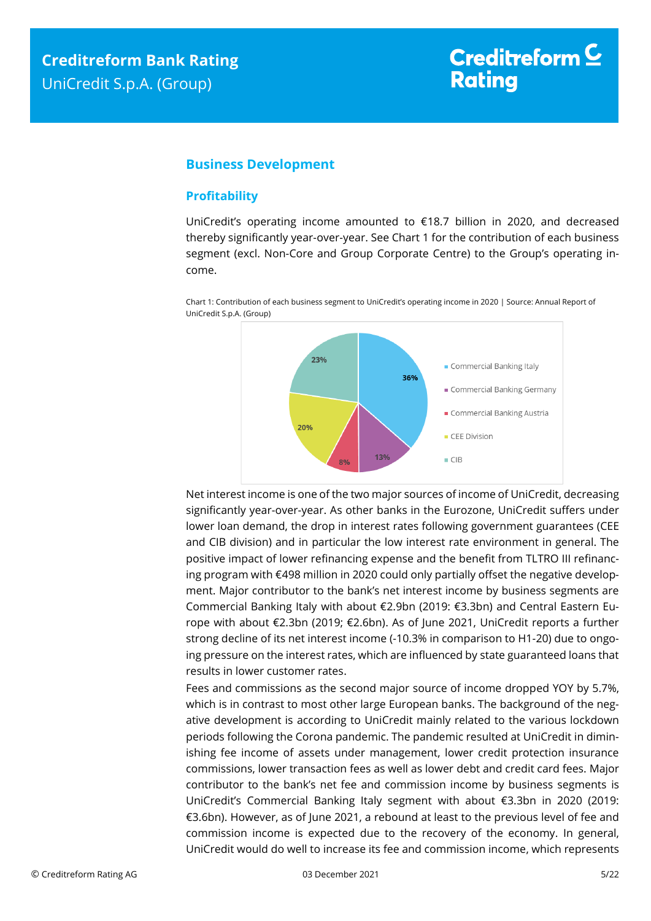## Business Development

### Profitability

UniCredit's operating income amounted to €18.7 billion in 2020, and decreased thereby significantly year-over-year. See Chart 1 for the contribution of each business segment (excl. Non-Core and Group Corporate Centre) to the Group's operating income.

Chart 1: Contribution of each business segment to UniCredit's operating income in 2020 | Source: Annual Report of UniCredit S.p.A. (Group)

| Segment | Share |
|---|---|
| Commercial Banking Italy | 36% |
| Commercial Banking Germany | 13% |
| Commercial Banking Austria | 8% |
| CEE Division | 20% |
| CIB | 23% |

Net interest income is one of the two major sources of income of UniCredit, decreasing significantly year-over-year. As other banks in the Eurozone, UniCredit suffers under lower loan demand, the drop in interest rates following government guarantees (CEE and CIB division) and in particular the low interest rate environment in general. The positive impact of lower refinancing expense and the benefit from TLTRO III refinancing program with €498 million in 2020 could only partially offset the negative development. Major contributor to the bank's net interest income by business segments are Commercial Banking Italy with about €2.9bn (2019: €3.3bn) and Central Eastern Europe with about €2.3bn (2019; €2.6bn). As of June 2021, UniCredit reports a further strong decline of its net interest income (-10.3% in comparison to H1-20) due to ongoing pressure on the interest rates, which are influenced by state guaranteed loans that results in lower customer rates.

Fees and commissions as the second major source of income dropped YOY by 5.7%, which is in contrast to most other large European banks. The background of the negative development is according to UniCredit mainly related to the various lockdown periods following the Corona pandemic. The pandemic resulted at UniCredit in diminishing fee income of assets under management, lower credit protection insurance commissions, lower transaction fees as well as lower debt and credit card fees. Major contributor to the bank's net fee and commission income by business segments is UniCredit's Commercial Banking Italy segment with about €3.3bn in 2020 (2019: €3.6bn). However, as of June 2021, a rebound at least to the previous level of fee and commission income is expected due to the recovery of the economy. In general, UniCredit would do well to increase its fee and commission income, which represents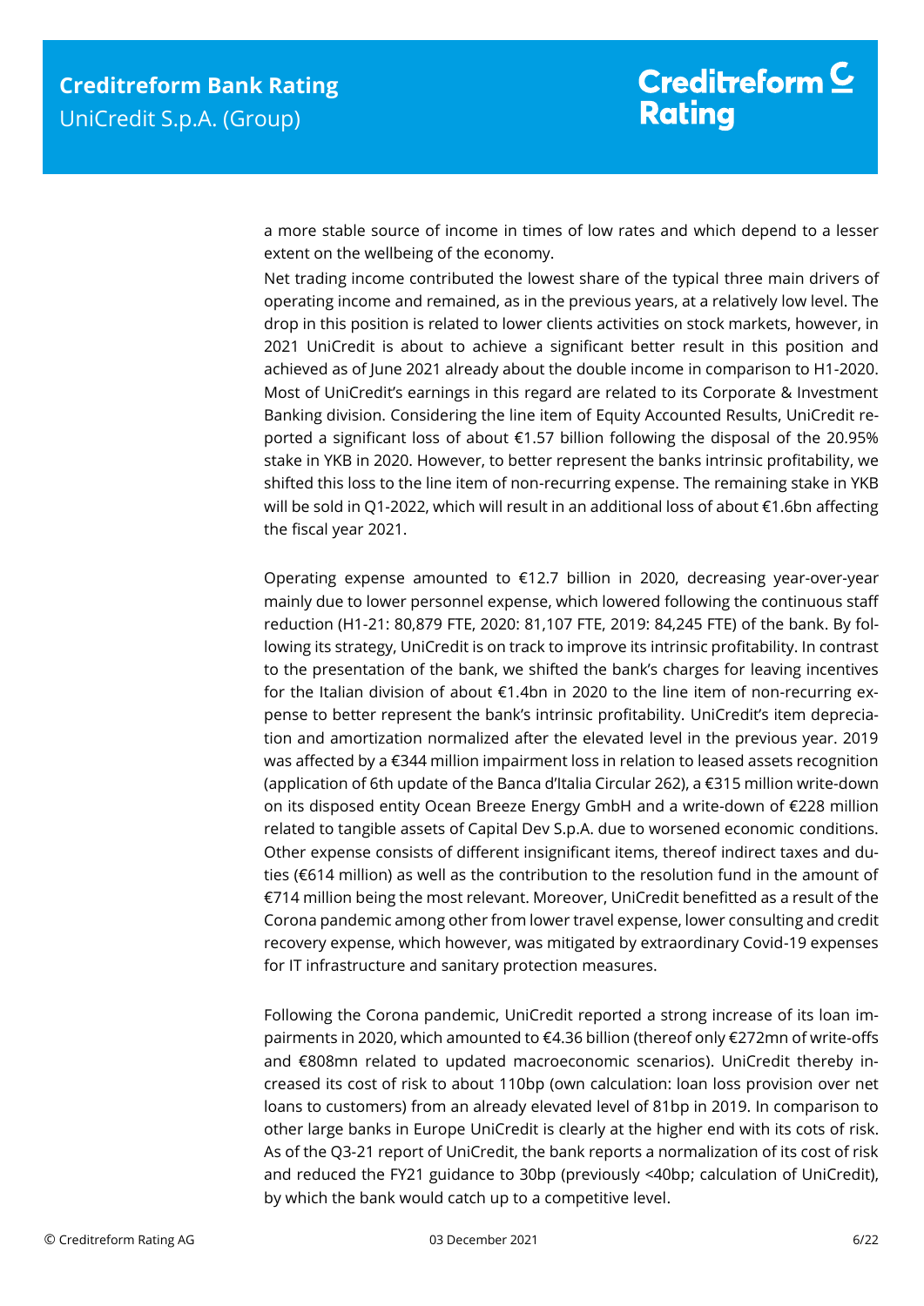a more stable source of income in times of low rates and which depend to a lesser extent on the wellbeing of the economy.

Net trading income contributed the lowest share of the typical three main drivers of operating income and remained, as in the previous years, at a relatively low level. The drop in this position is related to lower clients activities on stock markets, however, in 2021 UniCredit is about to achieve a significant better result in this position and achieved as of June 2021 already about the double income in comparison to H1-2020. Most of UniCredit's earnings in this regard are related to its Corporate & Investment Banking division. Considering the line item of Equity Accounted Results, UniCredit reported a significant loss of about €1.57 billion following the disposal of the 20.95% stake in YKB in 2020. However, to better represent the banks intrinsic profitability, we shifted this loss to the line item of non-recurring expense. The remaining stake in YKB will be sold in Q1-2022, which will result in an additional loss of about €1.6bn affecting the fiscal year 2021.

Operating expense amounted to €12.7 billion in 2020, decreasing year-over-year mainly due to lower personnel expense, which lowered following the continuous staff reduction (H1-21: 80,879 FTE, 2020: 81,107 FTE, 2019: 84,245 FTE) of the bank. By following its strategy, UniCredit is on track to improve its intrinsic profitability. In contrast to the presentation of the bank, we shifted the bank's charges for leaving incentives for the Italian division of about €1.4bn in 2020 to the line item of non-recurring expense to better represent the bank's intrinsic profitability. UniCredit's item depreciation and amortization normalized after the elevated level in the previous year. 2019 was affected by a €344 million impairment loss in relation to leased assets recognition (application of 6th update of the Banca d'Italia Circular 262), a €315 million write-down on its disposed entity Ocean Breeze Energy GmbH and a write-down of €228 million related to tangible assets of Capital Dev S.p.A. due to worsened economic conditions. Other expense consists of different insignificant items, thereof indirect taxes and duties (€614 million) as well as the contribution to the resolution fund in the amount of €714 million being the most relevant. Moreover, UniCredit benefitted as a result of the Corona pandemic among other from lower travel expense, lower consulting and credit recovery expense, which however, was mitigated by extraordinary Covid-19 expenses for IT infrastructure and sanitary protection measures.

Following the Corona pandemic, UniCredit reported a strong increase of its loan impairments in 2020, which amounted to €4.36 billion (thereof only €272mn of write-offs and €808mn related to updated macroeconomic scenarios). UniCredit thereby increased its cost of risk to about 110bp (own calculation: loan loss provision over net loans to customers) from an already elevated level of 81bp in 2019. In comparison to other large banks in Europe UniCredit is clearly at the higher end with its cots of risk. As of the Q3-21 report of UniCredit, the bank reports a normalization of its cost of risk and reduced the FY21 guidance to 30bp (previously <40bp; calculation of UniCredit), by which the bank would catch up to a competitive level.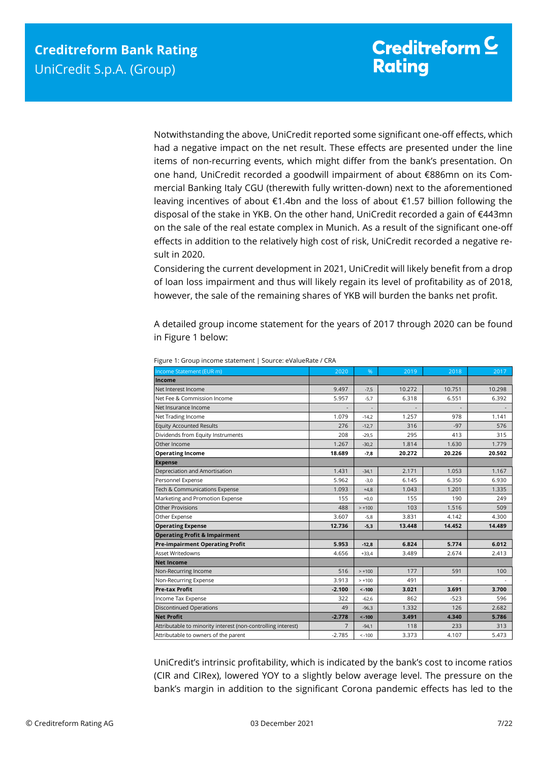Notwithstanding the above, UniCredit reported some significant one-off effects, which had a negative impact on the net result. These effects are presented under the line items of non-recurring events, which might differ from the bank's presentation. On one hand, UniCredit recorded a goodwill impairment of about €886mn on its Commercial Banking Italy CGU (therewith fully written-down) next to the aforementioned leaving incentives of about €1.4bn and the loss of about €1.57 billion following the disposal of the stake in YKB. On the other hand, UniCredit recorded a gain of €443mn on the sale of the real estate complex in Munich. As a result of the significant one-off effects in addition to the relatively high cost of risk, UniCredit recorded a negative result in 2020.

Considering the current development in 2021, UniCredit will likely benefit from a drop of loan loss impairment and thus will likely regain its level of profitability as of 2018, however, the sale of the remaining shares of YKB will burden the banks net profit.

A detailed group income statement for the years of 2017 through 2020 can be found in Figure 1 below:

Figure 1: Group income statement | Source: eValueRate / CRA

| Income Statement (EUR m) | 2020 | % | 2019 | 2018 | 2017 |
|---|---|---|---|---|---|
| **Income** | | | | | |
| Net Interest Income | 9.497 | -7,5 | 10.272 | 10.751 | 10.298 |
| Net Fee & Commission Income | 5.957 | -5,7 | 6.318 | 6.551 | 6.392 |
| Net Insurance Income | - | - | - | - | - |
| Net Trading Income | 1.079 | -14,2 | 1.257 | 978 | 1.141 |
| Equity Accounted Results | 276 | -12,7 | 316 | -97 | 576 |
| Dividends from Equity Instruments | 208 | -29,5 | 295 | 413 | 315 |
| Other Income | 1.267 | -30,2 | 1.814 | 1.630 | 1.779 |
| **Operating Income** | **18.689** | **-7,8** | **20.272** | **20.226** | **20.502** |
| **Expense** | | | | | |
| Depreciation and Amortisation | 1.431 | -34,1 | 2.171 | 1.053 | 1.167 |
| Personnel Expense | 5.962 | -3,0 | 6.145 | 6.350 | 6.930 |
| Tech & Communications Expense | 1.093 | +4,8 | 1.043 | 1.201 | 1.335 |
| Marketing and Promotion Expense | 155 | +0,0 | 155 | 190 | 249 |
| Other Provisions | 488 | > +100 | 103 | 1.516 | 509 |
| Other Expense | 3.607 | -5,8 | 3.831 | 4.142 | 4.300 |
| **Operating Expense** | **12.736** | **-5,3** | **13.448** | **14.452** | **14.489** |
| **Operating Profit & Impairment** | | | | | |
| **Pre-impairment Operating Profit** | **5.953** | **-12,8** | **6.824** | **5.774** | **6.012** |
| Asset Writedowns | 4.656 | +33,4 | 3.489 | 2.674 | 2.413 |
| **Net Income** | | | | | |
| Non-Recurring Income | 516 | > +100 | 177 | 591 | 100 |
| Non-Recurring Expense | 3.913 | > +100 | 491 | - | - |
| **Pre-tax Profit** | **-2.100** | **< -100** | **3.021** | **3.691** | **3.700** |
| Income Tax Expense | 322 | -62,6 | 862 | -523 | 596 |
| Discontinued Operations | 49 | -96,3 | 1.332 | 126 | 2.682 |
| **Net Profit** | **-2.778** | **< -100** | **3.491** | **4.340** | **5.786** |
| Attributable to minority interest (non-controlling interest) | 7 | -94,1 | 118 | 233 | 313 |
| Attributable to owners of the parent | -2.785 | < -100 | 3.373 | 4.107 | 5.473 |

UniCredit's intrinsic profitability, which is indicated by the bank's cost to income ratios (CIR and CIRex), lowered YOY to a slightly below average level. The pressure on the bank's margin in addition to the significant Corona pandemic effects has led to the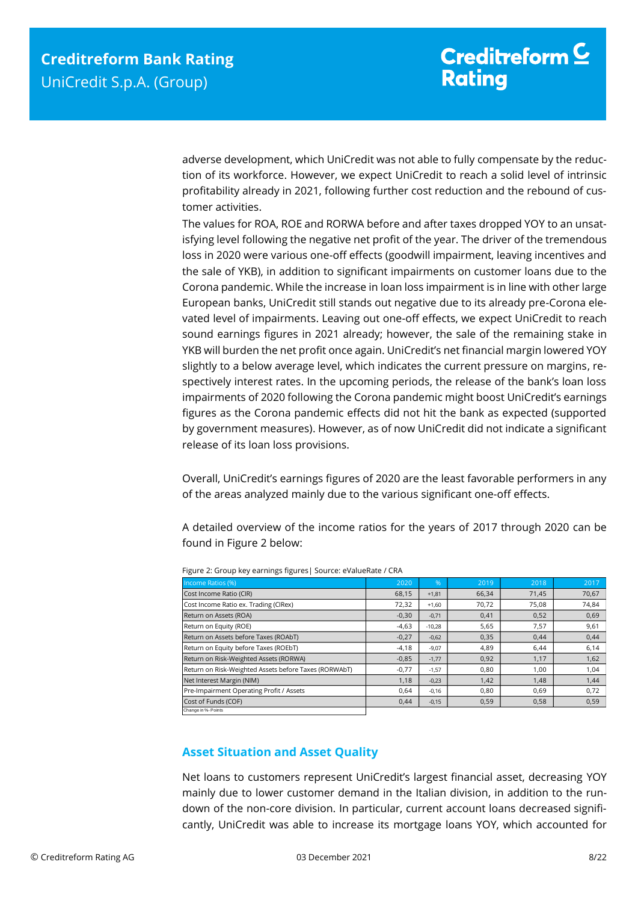adverse development, which UniCredit was not able to fully compensate by the reduction of its workforce. However, we expect UniCredit to reach a solid level of intrinsic profitability already in 2021, following further cost reduction and the rebound of customer activities.

The values for ROA, ROE and RORWA before and after taxes dropped YOY to an unsatisfying level following the negative net profit of the year. The driver of the tremendous loss in 2020 were various one-off effects (goodwill impairment, leaving incentives and the sale of YKB), in addition to significant impairments on customer loans due to the Corona pandemic. While the increase in loan loss impairment is in line with other large European banks, UniCredit still stands out negative due to its already pre-Corona elevated level of impairments. Leaving out one-off effects, we expect UniCredit to reach sound earnings figures in 2021 already; however, the sale of the remaining stake in YKB will burden the net profit once again. UniCredit's net financial margin lowered YOY slightly to a below average level, which indicates the current pressure on margins, respectively interest rates. In the upcoming periods, the release of the bank's loan loss impairments of 2020 following the Corona pandemic might boost UniCredit's earnings figures as the Corona pandemic effects did not hit the bank as expected (supported by government measures). However, as of now UniCredit did not indicate a significant release of its loan loss provisions.

Overall, UniCredit's earnings figures of 2020 are the least favorable performers in any of the areas analyzed mainly due to the various significant one-off effects.

A detailed overview of the income ratios for the years of 2017 through 2020 can be found in Figure 2 below:

Figure 2: Group key earnings figures | Source: eValueRate / CRA

| Income Ratios (%) | 2020 | % | 2019 | 2018 | 2017 |
|---|---|---|---|---|---|
| Cost Income Ratio (CIR) | 68,15 | +1,81 | 66,34 | 71,45 | 70,67 |
| Cost Income Ratio ex. Trading (CIRex) | 72,32 | +1,60 | 70,72 | 75,08 | 74,84 |
| Return on Assets (ROA) | -0,30 | -0,71 | 0,41 | 0,52 | 0,69 |
| Return on Equity (ROE) | -4,63 | -10,28 | 5,65 | 7,57 | 9,61 |
| Return on Assets before Taxes (ROAbT) | -0,27 | -0,62 | 0,35 | 0,44 | 0,44 |
| Return on Equity before Taxes (ROEbT) | -4,18 | -9,07 | 4,89 | 6,44 | 6,14 |
| Return on Risk-Weighted Assets (RORWA) | -0,85 | -1,77 | 0,92 | 1,17 | 1,62 |
| Return on Risk-Weighted Assets before Taxes (RORWAbT) | -0,77 | -1,57 | 0,80 | 1,00 | 1,04 |
| Net Interest Margin (NIM) | 1,18 | -0,23 | 1,42 | 1,48 | 1,44 |
| Pre-Impairment Operating Profit / Assets | 0,64 | -0,16 | 0,80 | 0,69 | 0,72 |
| Cost of Funds (COF) | 0,44 | -0,15 | 0,59 | 0,58 | 0,59 |

Change in %- Points

## Asset Situation and Asset Quality

Net loans to customers represent UniCredit's largest financial asset, decreasing YOY mainly due to lower customer demand in the Italian division, in addition to the rundown of the non-core division. In particular, current account loans decreased significantly, UniCredit was able to increase its mortgage loans YOY, which accounted for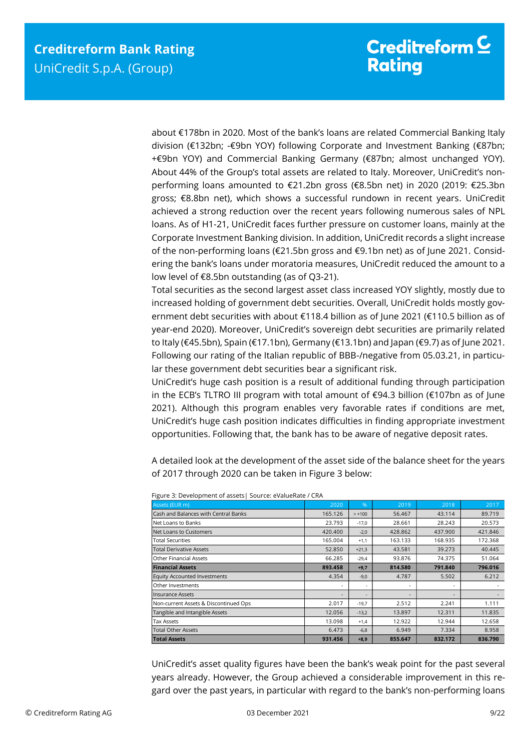about €178bn in 2020. Most of the bank's loans are related Commercial Banking Italy division (€132bn; -€9bn YOY) following Corporate and Investment Banking (€87bn; +€9bn YOY) and Commercial Banking Germany (€87bn; almost unchanged YOY). About 44% of the Group's total assets are related to Italy. Moreover, UniCredit's non-performing loans amounted to €21.2bn gross (€8.5bn net) in 2020 (2019: €25.3bn gross; €8.8bn net), which shows a successful rundown in recent years. UniCredit achieved a strong reduction over the recent years following numerous sales of NPL loans. As of H1-21, UniCredit faces further pressure on customer loans, mainly at the Corporate Investment Banking division. In addition, UniCredit records a slight increase of the non-performing loans (€21.5bn gross and €9.1bn net) as of June 2021. Considering the bank's loans under moratoria measures, UniCredit reduced the amount to a low level of €8.5bn outstanding (as of Q3-21).

Total securities as the second largest asset class increased YOY slightly, mostly due to increased holding of government debt securities. Overall, UniCredit holds mostly government debt securities with about €118.4 billion as of June 2021 (€110.5 billion as of year-end 2020). Moreover, UniCredit's sovereign debt securities are primarily related to Italy (€45.5bn), Spain (€17.1bn), Germany (€13.1bn) and Japan (€9.7) as of June 2021. Following our rating of the Italian republic of BBB-/negative from 05.03.21, in particular these government debt securities bear a significant risk.

UniCredit's huge cash position is a result of additional funding through participation in the ECB's TLTRO III program with total amount of €94.3 billion (€107bn as of June 2021). Although this program enables very favorable rates if conditions are met, UniCredit's huge cash position indicates difficulties in finding appropriate investment opportunities. Following that, the bank has to be aware of negative deposit rates.

A detailed look at the development of the asset side of the balance sheet for the years of 2017 through 2020 can be taken in Figure 3 below:

Figure 3: Development of assets| Source: eValueRate / CRA

| Assets (EUR m) | 2020 | % | 2019 | 2018 | 2017 |
|---|---|---|---|---|---|
| Cash and Balances with Central Banks | 165.126 | > +100 | 56.467 | 43.114 | 89.719 |
| Net Loans to Banks | 23.793 | -17,0 | 28.661 | 28.243 | 20.573 |
| Net Loans to Customers | 420.400 | -2,0 | 428.862 | 437.900 | 421.846 |
| Total Securities | 165.004 | +1,1 | 163.133 | 168.935 | 172.368 |
| Total Derivative Assets | 52.850 | +21,3 | 43.581 | 39.273 | 40.445 |
| Other Financial Assets | 66.285 | -29,4 | 93.876 | 74.375 | 51.064 |
| **Financial Assets** | **893.458** | **+9,7** | **814.580** | **791.840** | **796.016** |
| Equity Accounted Investments | 4.354 | -9,0 | 4.787 | 5.502 | 6.212 |
| Other Investments | - | - | - | - | - |
| Insurance Assets | - | - | - | - | - |
| Non-current Assets & Discontinued Ops | 2.017 | -19,7 | 2.512 | 2.241 | 1.111 |
| Tangible and Intangible Assets | 12.056 | -13,2 | 13.897 | 12.311 | 11.835 |
| Tax Assets | 13.098 | +1,4 | 12.922 | 12.944 | 12.658 |
| Total Other Assets | 6.473 | -6,8 | 6.949 | 7.334 | 8.958 |
| **Total Assets** | **931.456** | **+8,9** | **855.647** | **832.172** | **836.790** |

UniCredit's asset quality figures have been the bank's weak point for the past several years already. However, the Group achieved a considerable improvement in this regard over the past years, in particular with regard to the bank's non-performing loans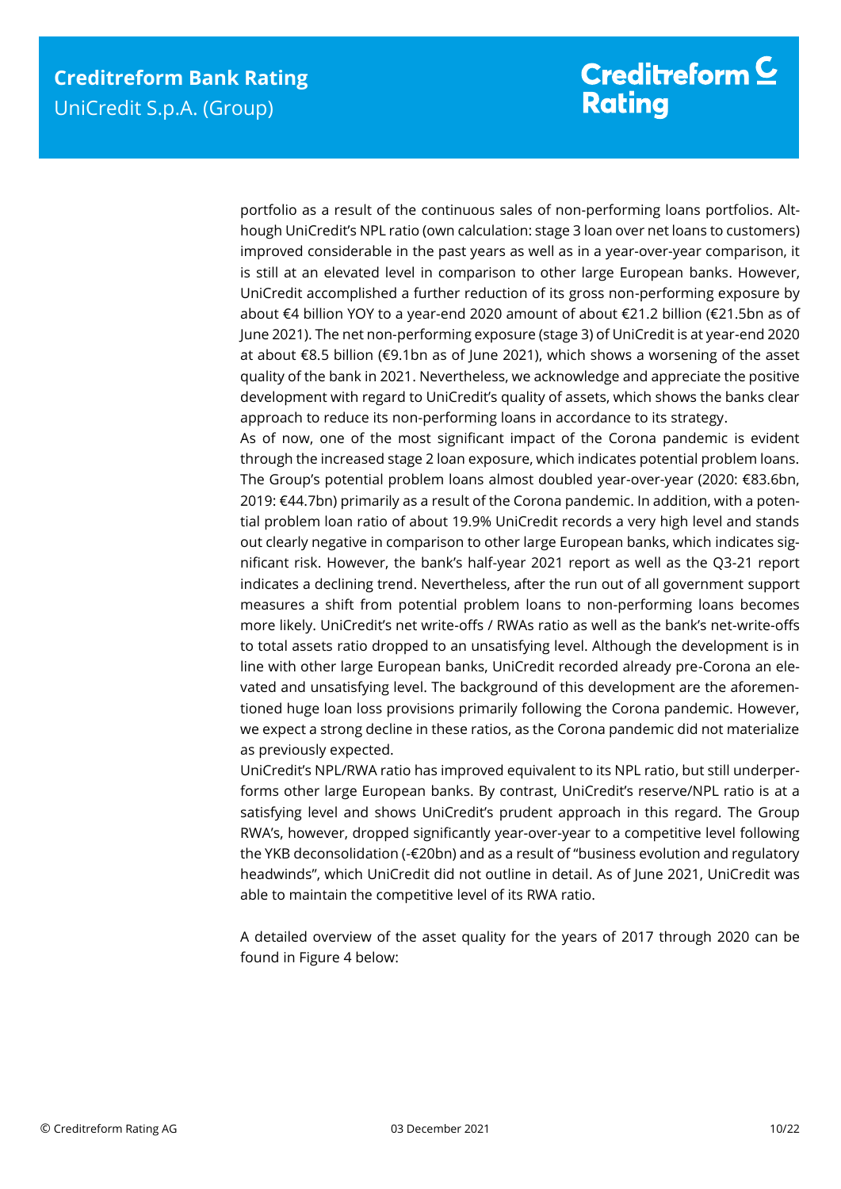portfolio as a result of the continuous sales of non-performing loans portfolios. Although UniCredit's NPL ratio (own calculation: stage 3 loan over net loans to customers) improved considerable in the past years as well as in a year-over-year comparison, it is still at an elevated level in comparison to other large European banks. However, UniCredit accomplished a further reduction of its gross non-performing exposure by about €4 billion YOY to a year-end 2020 amount of about €21.2 billion (€21.5bn as of June 2021). The net non-performing exposure (stage 3) of UniCredit is at year-end 2020 at about €8.5 billion (€9.1bn as of June 2021), which shows a worsening of the asset quality of the bank in 2021. Nevertheless, we acknowledge and appreciate the positive development with regard to UniCredit's quality of assets, which shows the banks clear approach to reduce its non-performing loans in accordance to its strategy.

As of now, one of the most significant impact of the Corona pandemic is evident through the increased stage 2 loan exposure, which indicates potential problem loans. The Group's potential problem loans almost doubled year-over-year (2020: €83.6bn, 2019: €44.7bn) primarily as a result of the Corona pandemic. In addition, with a potential problem loan ratio of about 19.9% UniCredit records a very high level and stands out clearly negative in comparison to other large European banks, which indicates significant risk. However, the bank's half-year 2021 report as well as the Q3-21 report indicates a declining trend. Nevertheless, after the run out of all government support measures a shift from potential problem loans to non-performing loans becomes more likely. UniCredit's net write-offs / RWAs ratio as well as the bank's net-write-offs to total assets ratio dropped to an unsatisfying level. Although the development is in line with other large European banks, UniCredit recorded already pre-Corona an elevated and unsatisfying level. The background of this development are the aforementioned huge loan loss provisions primarily following the Corona pandemic. However, we expect a strong decline in these ratios, as the Corona pandemic did not materialize as previously expected.

UniCredit's NPL/RWA ratio has improved equivalent to its NPL ratio, but still underperforms other large European banks. By contrast, UniCredit's reserve/NPL ratio is at a satisfying level and shows UniCredit's prudent approach in this regard. The Group RWA's, however, dropped significantly year-over-year to a competitive level following the YKB deconsolidation (-€20bn) and as a result of "business evolution and regulatory headwinds", which UniCredit did not outline in detail. As of June 2021, UniCredit was able to maintain the competitive level of its RWA ratio.

A detailed overview of the asset quality for the years of 2017 through 2020 can be found in Figure 4 below: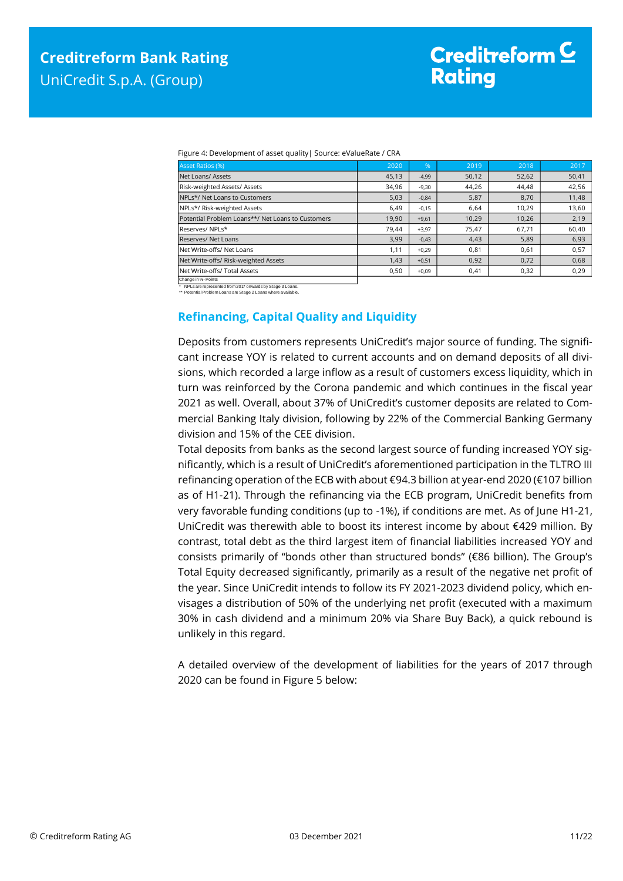Figure 4: Development of asset quality| Source: eValueRate / CRA

| Asset Ratios (%) | 2020 | % | 2019 | 2018 | 2017 |
|---|---|---|---|---|---|
| Net Loans/ Assets | 45,13 | -4,99 | 50,12 | 52,62 | 50,41 |
| Risk-weighted Assets/ Assets | 34,96 | -9,30 | 44,26 | 44,48 | 42,56 |
| NPLs*/ Net Loans to Customers | 5,03 | -0,84 | 5,87 | 8,70 | 11,48 |
| NPLs*/ Risk-weighted Assets | 6,49 | -0,15 | 6,64 | 10,29 | 13,60 |
| Potential Problem Loans**/ Net Loans to Customers | 19,90 | +9,61 | 10,29 | 10,26 | 2,19 |
| Reserves/ NPLs* | 79,44 | +3,97 | 75,47 | 67,71 | 60,40 |
| Reserves/ Net Loans | 3,99 | -0,43 | 4,43 | 5,89 | 6,93 |
| Net Write-offs/ Net Loans | 1,11 | +0,29 | 0,81 | 0,61 | 0,57 |
| Net Write-offs/ Risk-weighted Assets | 1,43 | +0,51 | 0,92 | 0,72 | 0,68 |
| Net Write-offs/ Total Assets | 0,50 | +0,09 | 0,41 | 0,32 | 0,29 |

Change in %-Points

\* NPLs are represented from 2017 onwards by Stage 3 Loans.
\*\* Potential Problem Loans are Stage 2 Loans where available.

## Refinancing, Capital Quality and Liquidity

Deposits from customers represents UniCredit's major source of funding. The significant increase YOY is related to current accounts and on demand deposits of all divisions, which recorded a large inflow as a result of customers excess liquidity, which in turn was reinforced by the Corona pandemic and which continues in the fiscal year 2021 as well. Overall, about 37% of UniCredit's customer deposits are related to Commercial Banking Italy division, following by 22% of the Commercial Banking Germany division and 15% of the CEE division.

Total deposits from banks as the second largest source of funding increased YOY significantly, which is a result of UniCredit's aforementioned participation in the TLTRO III refinancing operation of the ECB with about €94.3 billion at year-end 2020 (€107 billion as of H1-21). Through the refinancing via the ECB program, UniCredit benefits from very favorable funding conditions (up to -1%), if conditions are met. As of June H1-21, UniCredit was therewith able to boost its interest income by about €429 million. By contrast, total debt as the third largest item of financial liabilities increased YOY and consists primarily of "bonds other than structured bonds" (€86 billion). The Group's Total Equity decreased significantly, primarily as a result of the negative net profit of the year. Since UniCredit intends to follow its FY 2021-2023 dividend policy, which envisages a distribution of 50% of the underlying net profit (executed with a maximum 30% in cash dividend and a minimum 20% via Share Buy Back), a quick rebound is unlikely in this regard.

A detailed overview of the development of liabilities for the years of 2017 through 2020 can be found in Figure 5 below: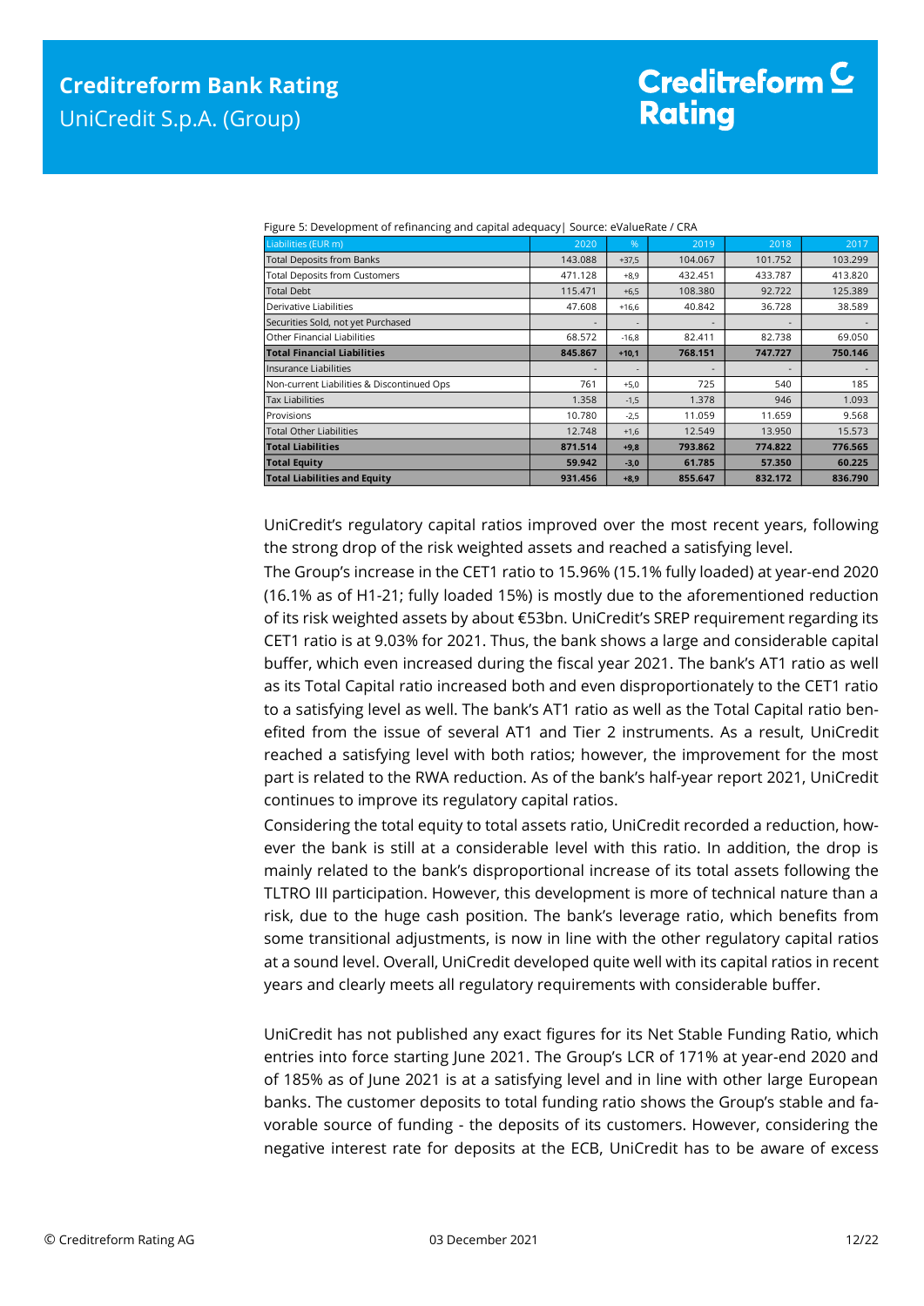Figure 5: Development of refinancing and capital adequacy| Source: eValueRate / CRA

| Liabilities (EUR m) | 2020 | % | 2019 | 2018 | 2017 |
|---|---|---|---|---|---|
| Total Deposits from Banks | 143.088 | +37,5 | 104.067 | 101.752 | 103.299 |
| Total Deposits from Customers | 471.128 | +8,9 | 432.451 | 433.787 | 413.820 |
| Total Debt | 115.471 | +6,5 | 108.380 | 92.722 | 125.389 |
| Derivative Liabilities | 47.608 | +16,6 | 40.842 | 36.728 | 38.589 |
| Securities Sold, not yet Purchased | - | - | - | - | - |
| Other Financial Liabilities | 68.572 | -16,8 | 82.411 | 82.738 | 69.050 |
| **Total Financial Liabilities** | **845.867** | **+10,1** | **768.151** | **747.727** | **750.146** |
| Insurance Liabilities | - | - | - | - | - |
| Non-current Liabilities & Discontinued Ops | 761 | +5,0 | 725 | 540 | 185 |
| Tax Liabilities | 1.358 | -1,5 | 1.378 | 946 | 1.093 |
| Provisions | 10.780 | -2,5 | 11.059 | 11.659 | 9.568 |
| Total Other Liabilities | 12.748 | +1,6 | 12.549 | 13.950 | 15.573 |
| **Total Liabilities** | **871.514** | **+9,8** | **793.862** | **774.822** | **776.565** |
| **Total Equity** | **59.942** | **-3,0** | **61.785** | **57.350** | **60.225** |
| **Total Liabilities and Equity** | **931.456** | **+8,9** | **855.647** | **832.172** | **836.790** |

UniCredit's regulatory capital ratios improved over the most recent years, following the strong drop of the risk weighted assets and reached a satisfying level.

The Group's increase in the CET1 ratio to 15.96% (15.1% fully loaded) at year-end 2020 (16.1% as of H1-21; fully loaded 15%) is mostly due to the aforementioned reduction of its risk weighted assets by about €53bn. UniCredit's SREP requirement regarding its CET1 ratio is at 9.03% for 2021. Thus, the bank shows a large and considerable capital buffer, which even increased during the fiscal year 2021. The bank's AT1 ratio as well as its Total Capital ratio increased both and even disproportionately to the CET1 ratio to a satisfying level as well. The bank's AT1 ratio as well as the Total Capital ratio benefited from the issue of several AT1 and Tier 2 instruments. As a result, UniCredit reached a satisfying level with both ratios; however, the improvement for the most part is related to the RWA reduction. As of the bank's half-year report 2021, UniCredit continues to improve its regulatory capital ratios.

Considering the total equity to total assets ratio, UniCredit recorded a reduction, however the bank is still at a considerable level with this ratio. In addition, the drop is mainly related to the bank's disproportional increase of its total assets following the TLTRO III participation. However, this development is more of technical nature than a risk, due to the huge cash position. The bank's leverage ratio, which benefits from some transitional adjustments, is now in line with the other regulatory capital ratios at a sound level. Overall, UniCredit developed quite well with its capital ratios in recent years and clearly meets all regulatory requirements with considerable buffer.

UniCredit has not published any exact figures for its Net Stable Funding Ratio, which entries into force starting June 2021. The Group's LCR of 171% at year-end 2020 and of 185% as of June 2021 is at a satisfying level and in line with other large European banks. The customer deposits to total funding ratio shows the Group's stable and favorable source of funding - the deposits of its customers. However, considering the negative interest rate for deposits at the ECB, UniCredit has to be aware of excess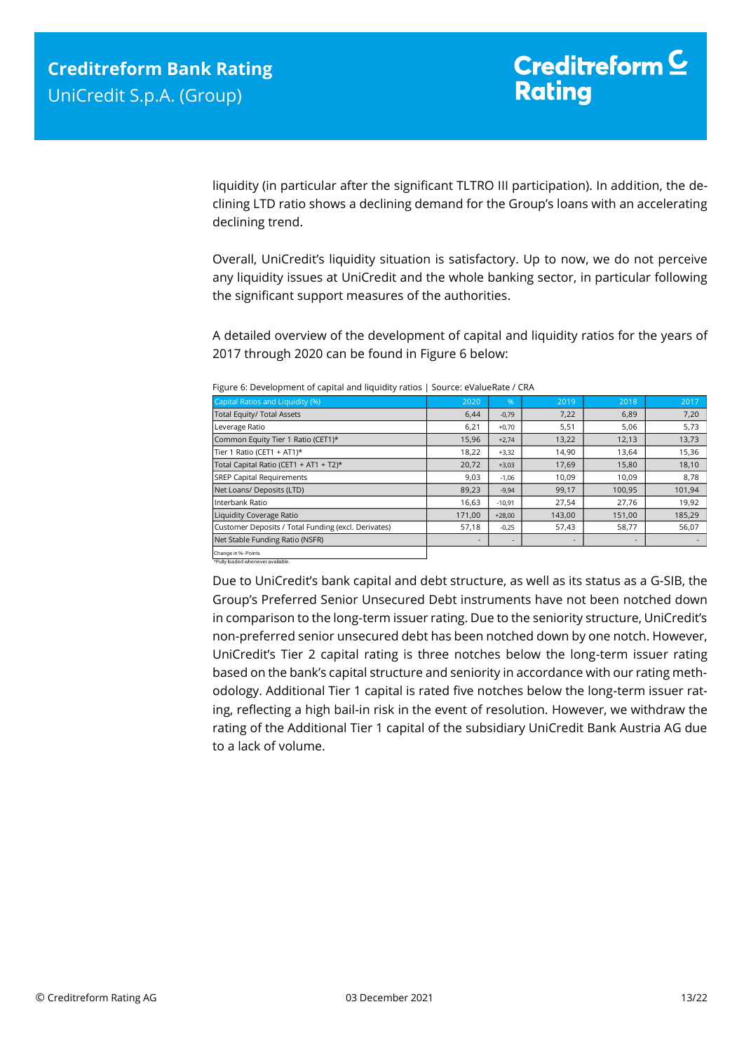liquidity (in particular after the significant TLTRO III participation). In addition, the declining LTD ratio shows a declining demand for the Group's loans with an accelerating declining trend.

Overall, UniCredit's liquidity situation is satisfactory. Up to now, we do not perceive any liquidity issues at UniCredit and the whole banking sector, in particular following the significant support measures of the authorities.

A detailed overview of the development of capital and liquidity ratios for the years of 2017 through 2020 can be found in Figure 6 below:

Figure 6: Development of capital and liquidity ratios | Source: eValueRate / CRA

| Capital Ratios and Liquidity (%) | 2020 | % | 2019 | 2018 | 2017 |
|---|---|---|---|---|---|
| Total Equity/ Total Assets | 6,44 | -0,79 | 7,22 | 6,89 | 7,20 |
| Leverage Ratio | 6,21 | +0,70 | 5,51 | 5,06 | 5,73 |
| Common Equity Tier 1 Ratio (CET1)* | 15,96 | +2,74 | 13,22 | 12,13 | 13,73 |
| Tier 1 Ratio (CET1 + AT1)* | 18,22 | +3,32 | 14,90 | 13,64 | 15,36 |
| Total Capital Ratio (CET1 + AT1 + T2)* | 20,72 | +3,03 | 17,69 | 15,80 | 18,10 |
| SREP Capital Requirements | 9,03 | -1,06 | 10,09 | 10,09 | 8,78 |
| Net Loans/ Deposits (LTD) | 89,23 | -9,94 | 99,17 | 100,95 | 101,94 |
| Interbank Ratio | 16,63 | -10,91 | 27,54 | 27,76 | 19,92 |
| Liquidity Coverage Ratio | 171,00 | +28,00 | 143,00 | 151,00 | 185,29 |
| Customer Deposits / Total Funding (excl. Derivates) | 57,18 | -0,25 | 57,43 | 58,77 | 56,07 |
| Net Stable Funding Ratio (NSFR) | - | - | - | - | - |

Change in %- Points
*Fully loaded whenever available.

Due to UniCredit's bank capital and debt structure, as well as its status as a G-SIB, the Group's Preferred Senior Unsecured Debt instruments have not been notched down in comparison to the long-term issuer rating. Due to the seniority structure, UniCredit's non-preferred senior unsecured debt has been notched down by one notch. However, UniCredit's Tier 2 capital rating is three notches below the long-term issuer rating based on the bank's capital structure and seniority in accordance with our rating methodology. Additional Tier 1 capital is rated five notches below the long-term issuer rating, reflecting a high bail-in risk in the event of resolution. However, we withdraw the rating of the Additional Tier 1 capital of the subsidiary UniCredit Bank Austria AG due to a lack of volume.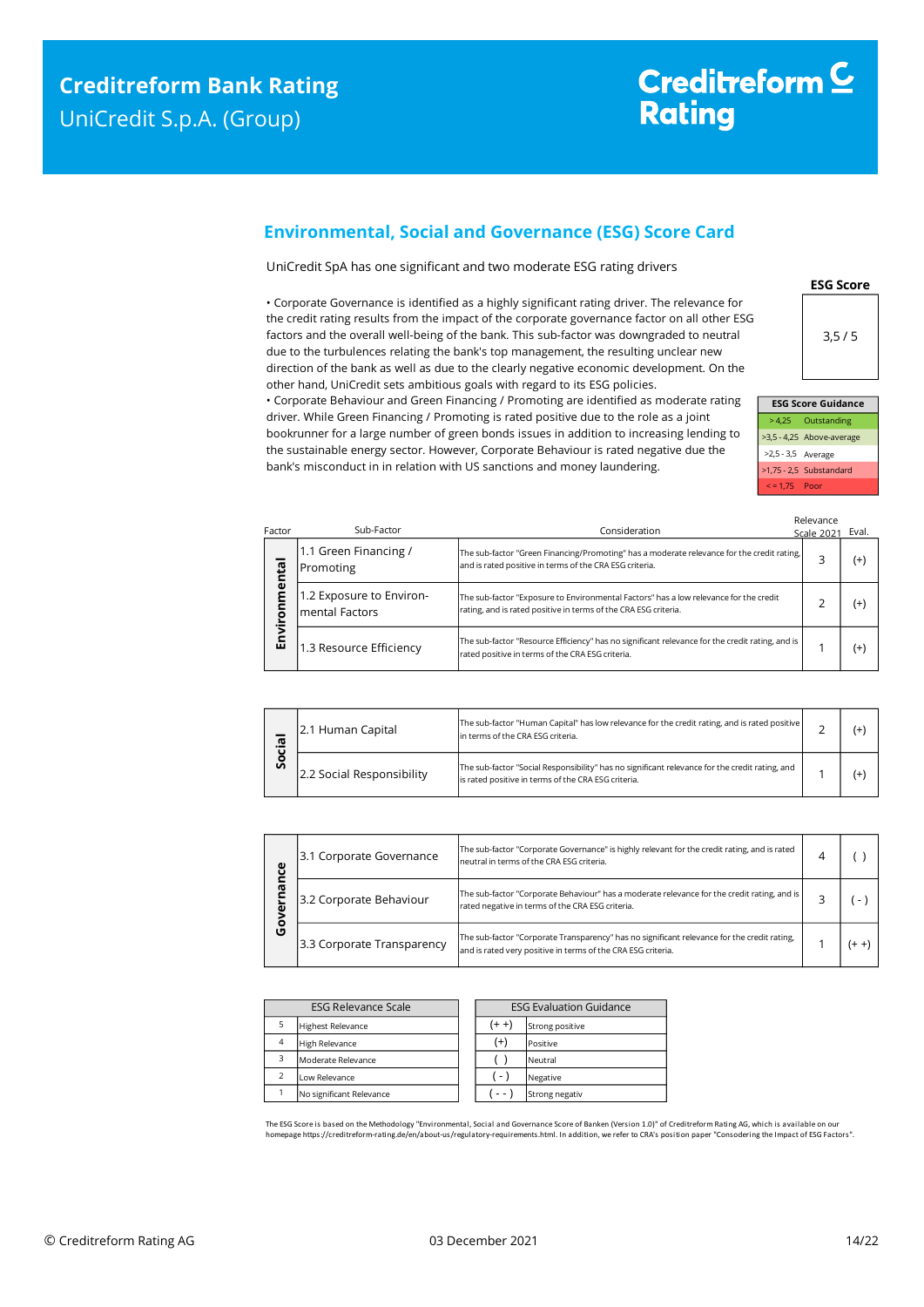## Environmental, Social and Governance (ESG) Score Card

UniCredit SpA has one significant and two moderate ESG rating drivers

• Corporate Governance is identified as a highly significant rating driver. The relevance for the credit rating results from the impact of the corporate governance factor on all other ESG factors and the overall well-being of the bank. This sub-factor was downgraded to neutral due to the turbulences relating the bank's top management, the resulting unclear new direction of the bank as well as due to the clearly negative economic development. On the other hand, UniCredit sets ambitious goals with regard to its ESG policies.

• Corporate Behaviour and Green Financing / Promoting are identified as moderate rating driver. While Green Financing / Promoting is rated positive due to the role as a joint bookrunner for a large number of green bonds issues in addition to increasing lending to the sustainable energy sector. However, Corporate Behaviour is rated negative due the bank's misconduct in in relation with US sanctions and money laundering.

**ESG Score**

3,5 / 5

| ESG Score Guidance | |
|---|---|
| > 4,25 | Outstanding |
| >3,5 - 4,25 | Above-average |
| >2,5 - 3,5 | Average |
| >1,75 - 2,5 | Substandard |
| < = 1,75 | Poor |

| Factor | Sub-Factor | Consideration | Relevance Scale 2021 | Eval. |
|---|---|---|---|---|
| Environmental | 1.1 Green Financing / Promoting | The sub-factor "Green Financing/Promoting" has a moderate relevance for the credit rating, and is rated positive in terms of the CRA ESG criteria. | 3 | (+) |
| | 1.2 Exposure to Environmental Factors | The sub-factor "Exposure to Environmental Factors" has a low relevance for the credit rating, and is rated positive in terms of the CRA ESG criteria. | 2 | (+) |
| | 1.3 Resource Efficiency | The sub-factor "Resource Efficiency" has no significant relevance for the credit rating, and is rated positive in terms of the CRA ESG criteria. | 1 | (+) |
| Social | 2.1 Human Capital | The sub-factor "Human Capital" has low relevance for the credit rating, and is rated positive in terms of the CRA ESG criteria. | 2 | (+) |
| | 2.2 Social Responsibility | The sub-factor "Social Responsibility" has no significant relevance for the credit rating, and is rated positive in terms of the CRA ESG criteria. | 1 | (+) |
| Governance | 3.1 Corporate Governance | The sub-factor "Corporate Governance" is highly relevant for the credit rating, and is rated neutral in terms of the CRA ESG criteria. | 4 | ( ) |
| | 3.2 Corporate Behaviour | The sub-factor "Corporate Behaviour" has a moderate relevance for the credit rating, and is rated negative in terms of the CRA ESG criteria. | 3 | ( - ) |
| | 3.3 Corporate Transparency | The sub-factor "Corporate Transparency" has no significant relevance for the credit rating, and is rated very positive in terms of the CRA ESG criteria. | 1 | (+ +) |

| ESG Relevance Scale | |
|---|---|
| 5 | Highest Relevance |
| 4 | High Relevance |
| 3 | Moderate Relevance |
| 2 | Low Relevance |
| 1 | No significant Relevance |

| ESG Evaluation Guidance | |
|---|---|
| (+ +) | Strong positive |
| (+) | Positive |
| ( ) | Neutral |
| ( - ) | Negative |
| ( - - ) | Strong negativ |

The ESG Score is based on the Methodology "Environmental, Social and Governance Score of Banken (Version 1.0)" of Creditreform Rating AG, which is available on our homepage https://creditreform-rating.de/en/about-us/regulatory-requirements.html. In addition, we refer to CRA's position paper "Consodering the Impact of ESG Factors".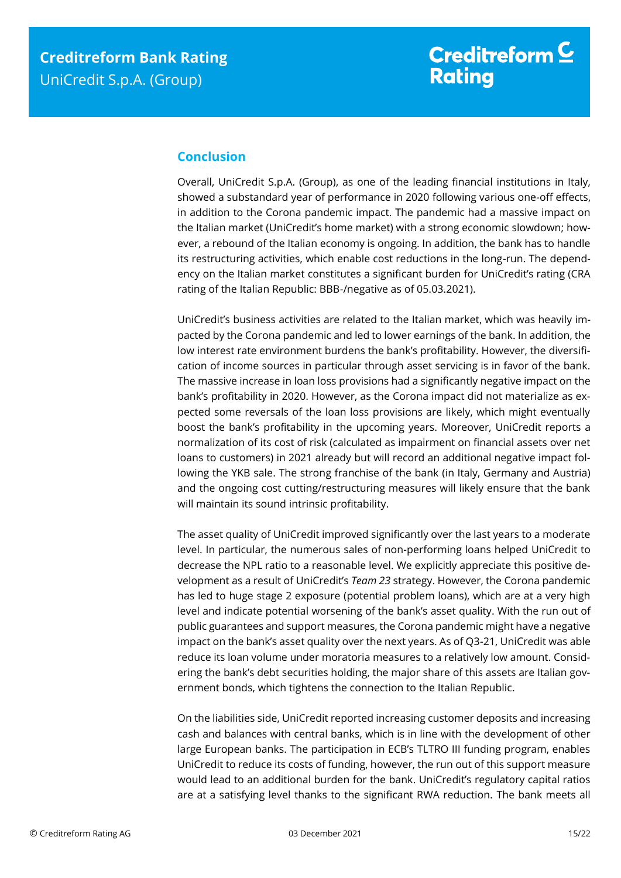## Conclusion

Overall, UniCredit S.p.A. (Group), as one of the leading financial institutions in Italy, showed a substandard year of performance in 2020 following various one-off effects, in addition to the Corona pandemic impact. The pandemic had a massive impact on the Italian market (UniCredit's home market) with a strong economic slowdown; however, a rebound of the Italian economy is ongoing. In addition, the bank has to handle its restructuring activities, which enable cost reductions in the long-run. The dependency on the Italian market constitutes a significant burden for UniCredit's rating (CRA rating of the Italian Republic: BBB-/negative as of 05.03.2021).

UniCredit's business activities are related to the Italian market, which was heavily impacted by the Corona pandemic and led to lower earnings of the bank. In addition, the low interest rate environment burdens the bank's profitability. However, the diversification of income sources in particular through asset servicing is in favor of the bank. The massive increase in loan loss provisions had a significantly negative impact on the bank's profitability in 2020. However, as the Corona impact did not materialize as expected some reversals of the loan loss provisions are likely, which might eventually boost the bank's profitability in the upcoming years. Moreover, UniCredit reports a normalization of its cost of risk (calculated as impairment on financial assets over net loans to customers) in 2021 already but will record an additional negative impact following the YKB sale. The strong franchise of the bank (in Italy, Germany and Austria) and the ongoing cost cutting/restructuring measures will likely ensure that the bank will maintain its sound intrinsic profitability.

The asset quality of UniCredit improved significantly over the last years to a moderate level. In particular, the numerous sales of non-performing loans helped UniCredit to decrease the NPL ratio to a reasonable level. We explicitly appreciate this positive development as a result of UniCredit's *Team 23* strategy. However, the Corona pandemic has led to huge stage 2 exposure (potential problem loans), which are at a very high level and indicate potential worsening of the bank's asset quality. With the run out of public guarantees and support measures, the Corona pandemic might have a negative impact on the bank's asset quality over the next years. As of Q3-21, UniCredit was able reduce its loan volume under moratoria measures to a relatively low amount. Considering the bank's debt securities holding, the major share of this assets are Italian government bonds, which tightens the connection to the Italian Republic.

On the liabilities side, UniCredit reported increasing customer deposits and increasing cash and balances with central banks, which is in line with the development of other large European banks. The participation in ECB's TLTRO III funding program, enables UniCredit to reduce its costs of funding, however, the run out of this support measure would lead to an additional burden for the bank. UniCredit's regulatory capital ratios are at a satisfying level thanks to the significant RWA reduction. The bank meets all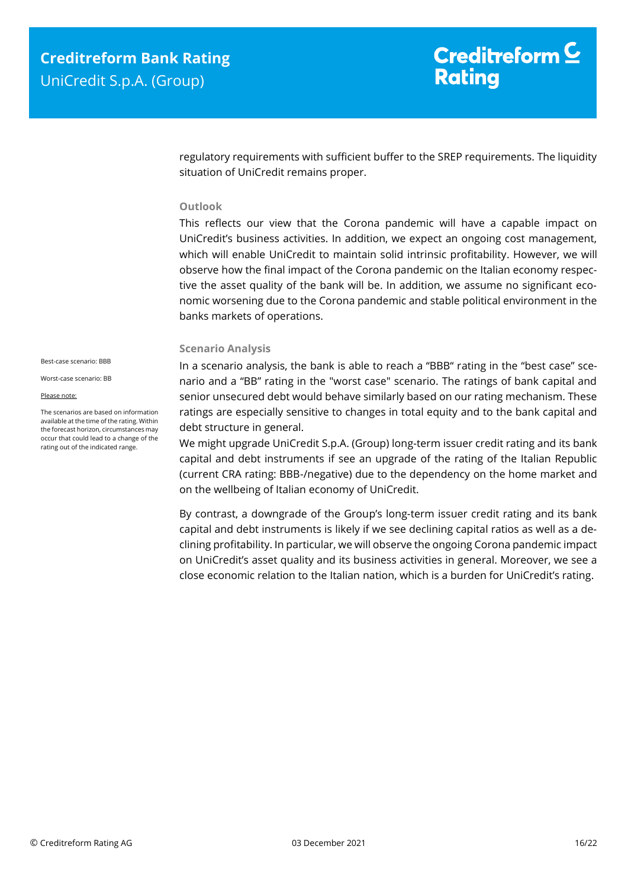regulatory requirements with sufficient buffer to the SREP requirements. The liquidity situation of UniCredit remains proper.

### Outlook

This reflects our view that the Corona pandemic will have a capable impact on UniCredit's business activities. In addition, we expect an ongoing cost management, which will enable UniCredit to maintain solid intrinsic profitability. However, we will observe how the final impact of the Corona pandemic on the Italian economy respective the asset quality of the bank will be. In addition, we assume no significant economic worsening due to the Corona pandemic and stable political environment in the banks markets of operations.

### Scenario Analysis

Best-case scenario: BBB

Worst-case scenario: BB

Please note:

The scenarios are based on information available at the time of the rating. Within the forecast horizon, circumstances may occur that could lead to a change of the rating out of the indicated range.

In a scenario analysis, the bank is able to reach a "BBB" rating in the "best case" scenario and a "BB" rating in the "worst case" scenario. The ratings of bank capital and senior unsecured debt would behave similarly based on our rating mechanism. These ratings are especially sensitive to changes in total equity and to the bank capital and debt structure in general.

We might upgrade UniCredit S.p.A. (Group) long-term issuer credit rating and its bank capital and debt instruments if see an upgrade of the rating of the Italian Republic (current CRA rating: BBB-/negative) due to the dependency on the home market and on the wellbeing of Italian economy of UniCredit.

By contrast, a downgrade of the Group's long-term issuer credit rating and its bank capital and debt instruments is likely if we see declining capital ratios as well as a declining profitability. In particular, we will observe the ongoing Corona pandemic impact on UniCredit's asset quality and its business activities in general. Moreover, we see a close economic relation to the Italian nation, which is a burden for UniCredit's rating.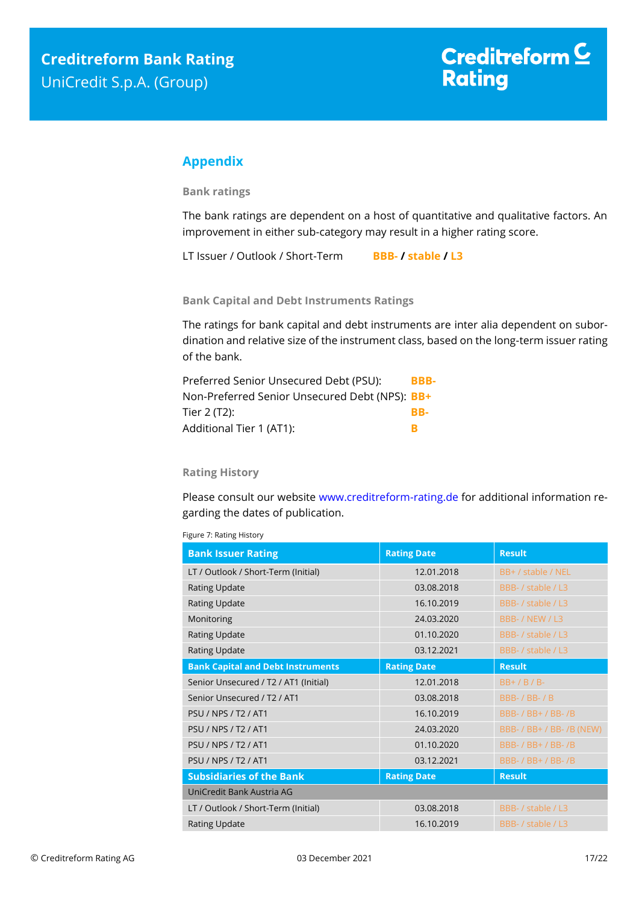## Appendix

### Bank ratings

The bank ratings are dependent on a host of quantitative and qualitative factors. An improvement in either sub-category may result in a higher rating score.

LT Issuer / Outlook / Short-Term **BBB- / stable / L3**

### Bank Capital and Debt Instruments Ratings

The ratings for bank capital and debt instruments are inter alia dependent on subordination and relative size of the instrument class, based on the long-term issuer rating of the bank.

Preferred Senior Unsecured Debt (PSU): **BBB-**
Non-Preferred Senior Unsecured Debt (NPS): **BB+**
Tier 2 (T2): **BB-**
Additional Tier 1 (AT1): **B**

### Rating History

Please consult our website www.creditreform-rating.de for additional information regarding the dates of publication.

Figure 7: Rating History

| Bank Issuer Rating | Rating Date | Result |
|---|---|---|
| LT / Outlook / Short-Term (Initial) | 12.01.2018 | BB+ / stable / NEL |
| Rating Update | 03.08.2018 | BBB- / stable / L3 |
| Rating Update | 16.10.2019 | BBB- / stable / L3 |
| Monitoring | 24.03.2020 | BBB- / NEW / L3 |
| Rating Update | 01.10.2020 | BBB- / stable / L3 |
| Rating Update | 03.12.2021 | BBB- / stable / L3 |
| **Bank Capital and Debt Instruments** | **Rating Date** | **Result** |
| Senior Unsecured / T2 / AT1 (Initial) | 12.01.2018 | BB+ / B / B- |
| Senior Unsecured / T2 / AT1 | 03.08.2018 | BBB- / BB- / B |
| PSU / NPS / T2 / AT1 | 16.10.2019 | BBB- / BB+ / BB- /B |
| PSU / NPS / T2 / AT1 | 24.03.2020 | BBB- / BB+ / BB- /B (NEW) |
| PSU / NPS / T2 / AT1 | 01.10.2020 | BBB- / BB+ / BB- /B |
| PSU / NPS / T2 / AT1 | 03.12.2021 | BBB- / BB+ / BB- /B |
| **Subsidiaries of the Bank** | **Rating Date** | **Result** |
| UniCredit Bank Austria AG | | |
| LT / Outlook / Short-Term (Initial) | 03.08.2018 | BBB- / stable / L3 |
| Rating Update | 16.10.2019 | BBB- / stable / L3 |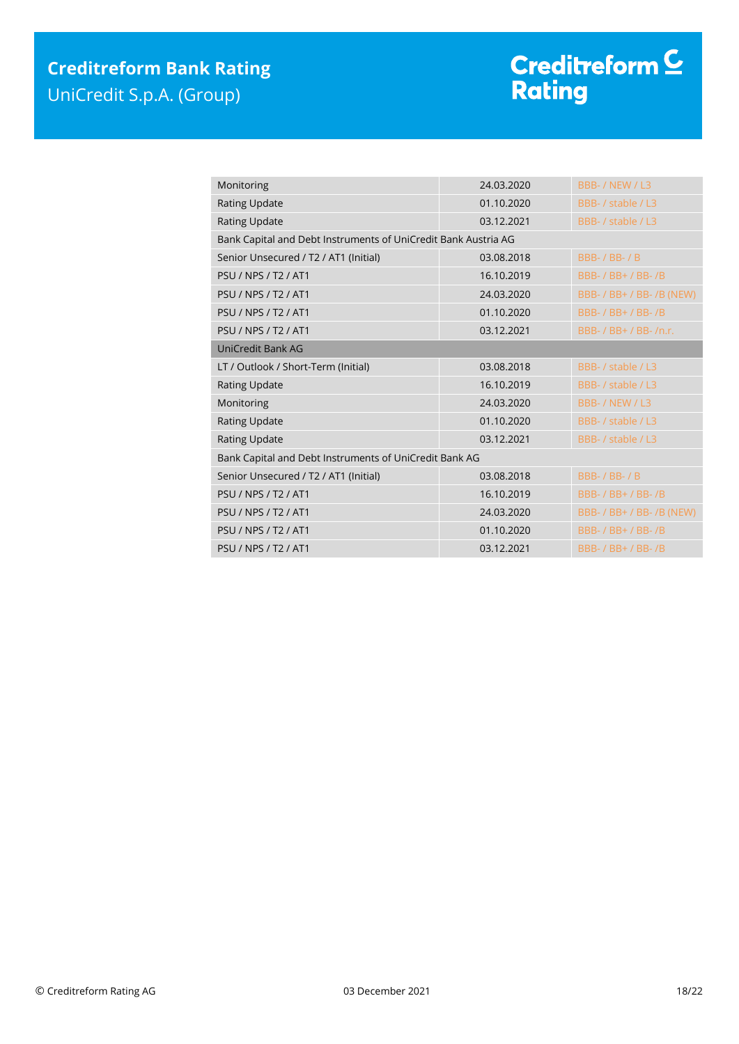| | | |
|---|---|---|
| Monitoring | 24.03.2020 | BBB- / NEW / L3 |
| Rating Update | 01.10.2020 | BBB- / stable / L3 |
| Rating Update | 03.12.2021 | BBB- / stable / L3 |
| Bank Capital and Debt Instruments of UniCredit Bank Austria AG | | |
| Senior Unsecured / T2 / AT1 (Initial) | 03.08.2018 | BBB- / BB- / B |
| PSU / NPS / T2 / AT1 | 16.10.2019 | BBB- / BB+ / BB- /B |
| PSU / NPS / T2 / AT1 | 24.03.2020 | BBB- / BB+ / BB- /B (NEW) |
| PSU / NPS / T2 / AT1 | 01.10.2020 | BBB- / BB+ / BB- /B |
| PSU / NPS / T2 / AT1 | 03.12.2021 | BBB- / BB+ / BB- /n.r. |
| UniCredit Bank AG | | |
| LT / Outlook / Short-Term (Initial) | 03.08.2018 | BBB- / stable / L3 |
| Rating Update | 16.10.2019 | BBB- / stable / L3 |
| Monitoring | 24.03.2020 | BBB- / NEW / L3 |
| Rating Update | 01.10.2020 | BBB- / stable / L3 |
| Rating Update | 03.12.2021 | BBB- / stable / L3 |
| Bank Capital and Debt Instruments of UniCredit Bank AG | | |
| Senior Unsecured / T2 / AT1 (Initial) | 03.08.2018 | BBB- / BB- / B |
| PSU / NPS / T2 / AT1 | 16.10.2019 | BBB- / BB+ / BB- /B |
| PSU / NPS / T2 / AT1 | 24.03.2020 | BBB- / BB+ / BB- /B (NEW) |
| PSU / NPS / T2 / AT1 | 01.10.2020 | BBB- / BB+ / BB- /B |
| PSU / NPS / T2 / AT1 | 03.12.2021 | BBB- / BB+ / BB- /B |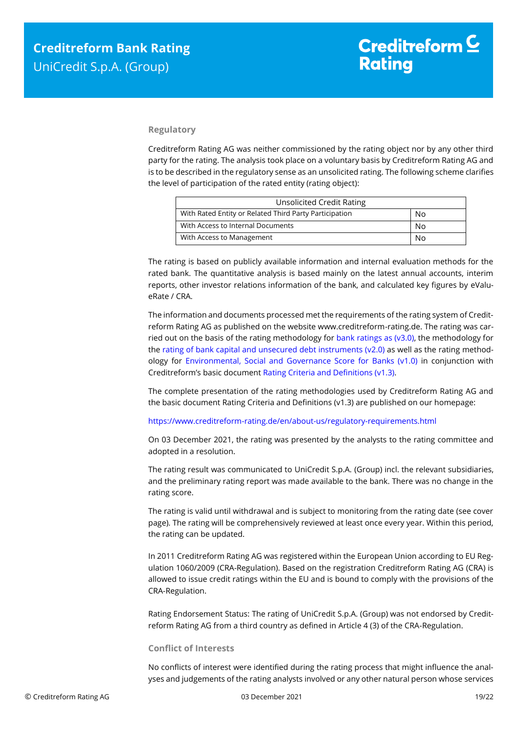## Regulatory

Creditreform Rating AG was neither commissioned by the rating object nor by any other third party for the rating. The analysis took place on a voluntary basis by Creditreform Rating AG and is to be described in the regulatory sense as an unsolicited rating. The following scheme clarifies the level of participation of the rated entity (rating object):

| Unsolicited Credit Rating | |
|---|---|
| With Rated Entity or Related Third Party Participation | No |
| With Access to Internal Documents | No |
| With Access to Management | No |

The rating is based on publicly available information and internal evaluation methods for the rated bank. The quantitative analysis is based mainly on the latest annual accounts, interim reports, other investor relations information of the bank, and calculated key figures by eValueRate / CRA.

The information and documents processed met the requirements of the rating system of Creditreform Rating AG as published on the website www.creditreform-rating.de. The rating was carried out on the basis of the rating methodology for bank ratings as (v3.0), the methodology for the rating of bank capital and unsecured debt instruments (v2.0) as well as the rating methodology for Environmental, Social and Governance Score for Banks (v1.0) in conjunction with Creditreform's basic document Rating Criteria and Definitions (v1.3).

The complete presentation of the rating methodologies used by Creditreform Rating AG and the basic document Rating Criteria and Definitions (v1.3) are published on our homepage:

https://www.creditreform-rating.de/en/about-us/regulatory-requirements.html

On 03 December 2021, the rating was presented by the analysts to the rating committee and adopted in a resolution.

The rating result was communicated to UniCredit S.p.A. (Group) incl. the relevant subsidiaries, and the preliminary rating report was made available to the bank. There was no change in the rating score.

The rating is valid until withdrawal and is subject to monitoring from the rating date (see cover page). The rating will be comprehensively reviewed at least once every year. Within this period, the rating can be updated.

In 2011 Creditreform Rating AG was registered within the European Union according to EU Regulation 1060/2009 (CRA-Regulation). Based on the registration Creditreform Rating AG (CRA) is allowed to issue credit ratings within the EU and is bound to comply with the provisions of the CRA-Regulation.

Rating Endorsement Status: The rating of UniCredit S.p.A. (Group) was not endorsed by Creditreform Rating AG from a third country as defined in Article 4 (3) of the CRA-Regulation.

## Conflict of Interests

No conflicts of interest were identified during the rating process that might influence the analyses and judgements of the rating analysts involved or any other natural person whose services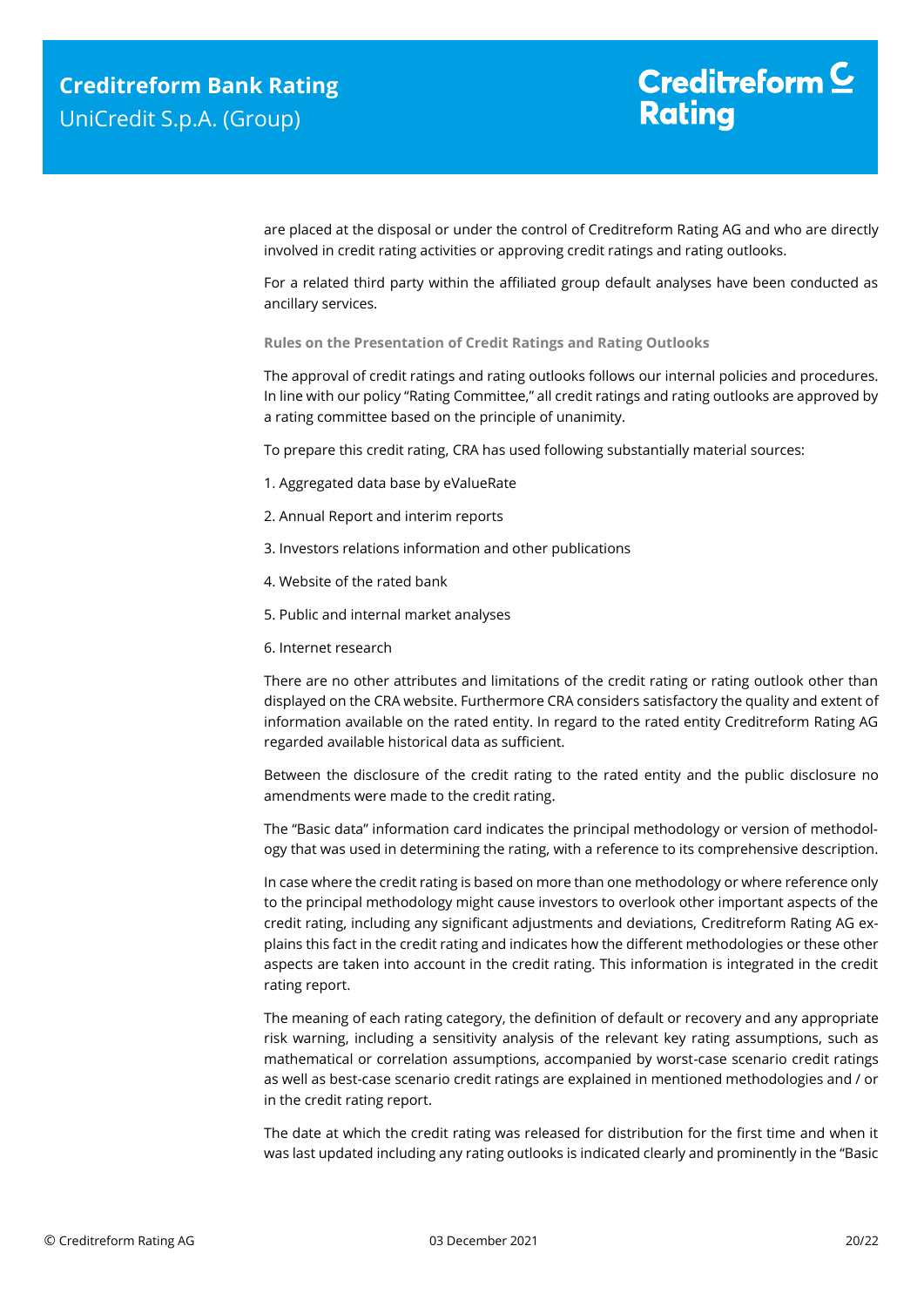are placed at the disposal or under the control of Creditreform Rating AG and who are directly involved in credit rating activities or approving credit ratings and rating outlooks.

For a related third party within the affiliated group default analyses have been conducted as ancillary services.

**Rules on the Presentation of Credit Ratings and Rating Outlooks**

The approval of credit ratings and rating outlooks follows our internal policies and procedures. In line with our policy "Rating Committee," all credit ratings and rating outlooks are approved by a rating committee based on the principle of unanimity.

To prepare this credit rating, CRA has used following substantially material sources:

1. Aggregated data base by eValueRate

2. Annual Report and interim reports

3. Investors relations information and other publications

4. Website of the rated bank

5. Public and internal market analyses

6. Internet research

There are no other attributes and limitations of the credit rating or rating outlook other than displayed on the CRA website. Furthermore CRA considers satisfactory the quality and extent of information available on the rated entity. In regard to the rated entity Creditreform Rating AG regarded available historical data as sufficient.

Between the disclosure of the credit rating to the rated entity and the public disclosure no amendments were made to the credit rating.

The "Basic data" information card indicates the principal methodology or version of methodology that was used in determining the rating, with a reference to its comprehensive description.

In case where the credit rating is based on more than one methodology or where reference only to the principal methodology might cause investors to overlook other important aspects of the credit rating, including any significant adjustments and deviations, Creditreform Rating AG explains this fact in the credit rating and indicates how the different methodologies or these other aspects are taken into account in the credit rating. This information is integrated in the credit rating report.

The meaning of each rating category, the definition of default or recovery and any appropriate risk warning, including a sensitivity analysis of the relevant key rating assumptions, such as mathematical or correlation assumptions, accompanied by worst-case scenario credit ratings as well as best-case scenario credit ratings are explained in mentioned methodologies and / or in the credit rating report.

The date at which the credit rating was released for distribution for the first time and when it was last updated including any rating outlooks is indicated clearly and prominently in the "Basic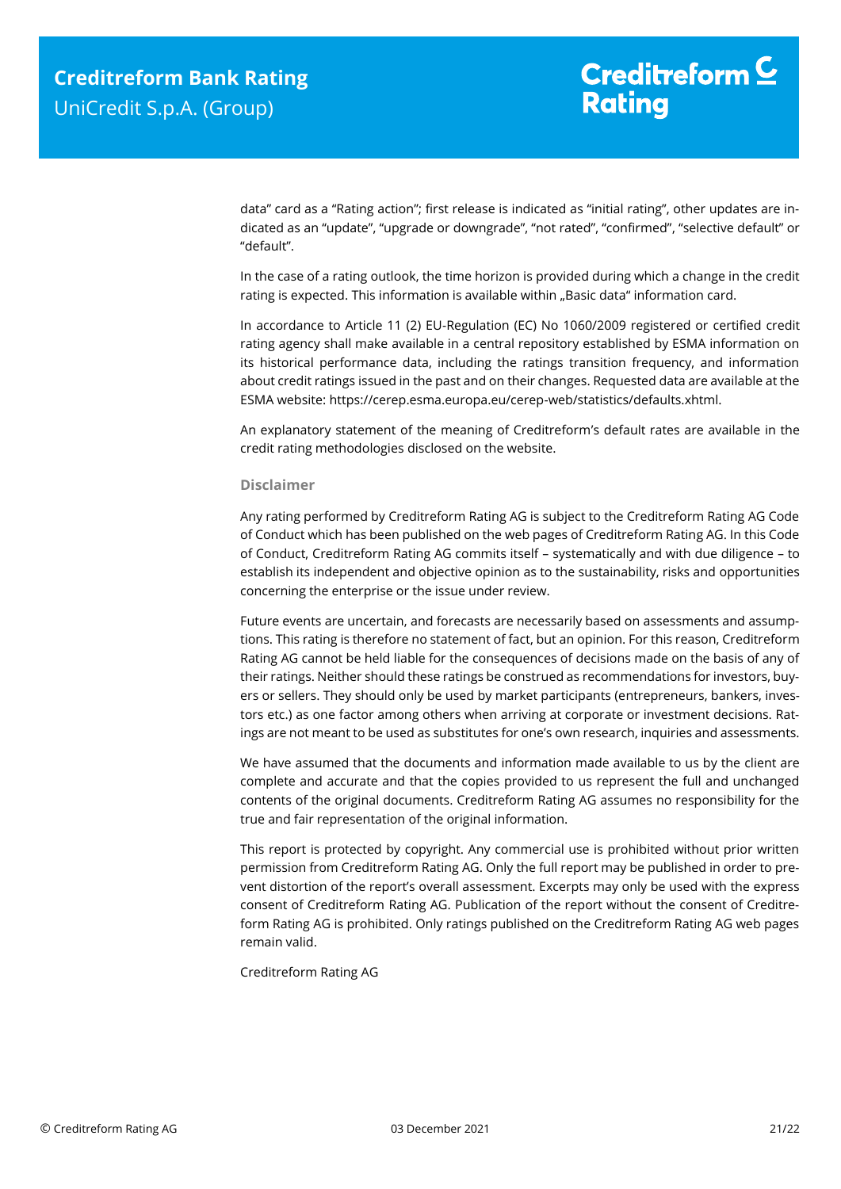data" card as a "Rating action"; first release is indicated as "initial rating", other updates are indicated as an "update", "upgrade or downgrade", "not rated", "confirmed", "selective default" or "default".

In the case of a rating outlook, the time horizon is provided during which a change in the credit rating is expected. This information is available within „Basic data" information card.

In accordance to Article 11 (2) EU-Regulation (EC) No 1060/2009 registered or certified credit rating agency shall make available in a central repository established by ESMA information on its historical performance data, including the ratings transition frequency, and information about credit ratings issued in the past and on their changes. Requested data are available at the ESMA website: https://cerep.esma.europa.eu/cerep-web/statistics/defaults.xhtml.

An explanatory statement of the meaning of Creditreform's default rates are available in the credit rating methodologies disclosed on the website.

### Disclaimer

Any rating performed by Creditreform Rating AG is subject to the Creditreform Rating AG Code of Conduct which has been published on the web pages of Creditreform Rating AG. In this Code of Conduct, Creditreform Rating AG commits itself – systematically and with due diligence – to establish its independent and objective opinion as to the sustainability, risks and opportunities concerning the enterprise or the issue under review.

Future events are uncertain, and forecasts are necessarily based on assessments and assumptions. This rating is therefore no statement of fact, but an opinion. For this reason, Creditreform Rating AG cannot be held liable for the consequences of decisions made on the basis of any of their ratings. Neither should these ratings be construed as recommendations for investors, buyers or sellers. They should only be used by market participants (entrepreneurs, bankers, investors etc.) as one factor among others when arriving at corporate or investment decisions. Ratings are not meant to be used as substitutes for one's own research, inquiries and assessments.

We have assumed that the documents and information made available to us by the client are complete and accurate and that the copies provided to us represent the full and unchanged contents of the original documents. Creditreform Rating AG assumes no responsibility for the true and fair representation of the original information.

This report is protected by copyright. Any commercial use is prohibited without prior written permission from Creditreform Rating AG. Only the full report may be published in order to prevent distortion of the report's overall assessment. Excerpts may only be used with the express consent of Creditreform Rating AG. Publication of the report without the consent of Creditreform Rating AG is prohibited. Only ratings published on the Creditreform Rating AG web pages remain valid.

Creditreform Rating AG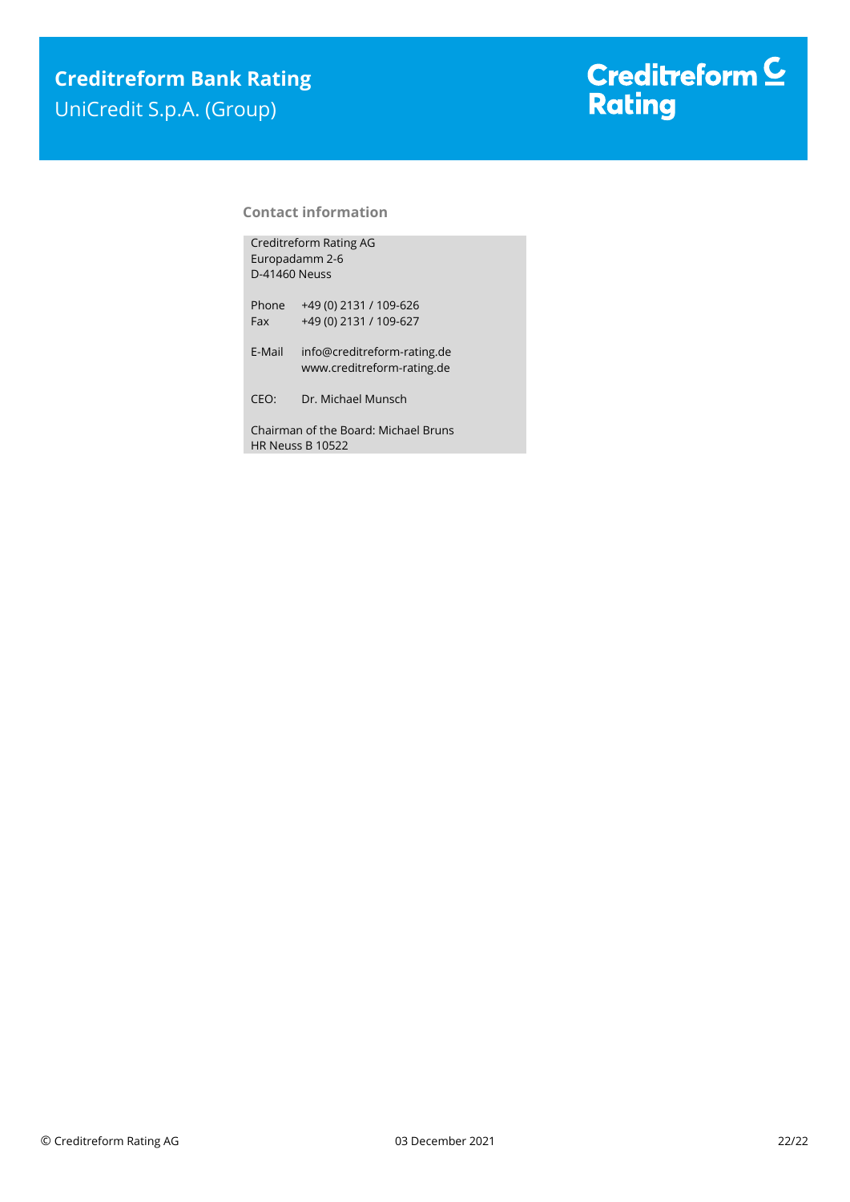## Contact information

Creditreform Rating AG
Europadamm 2-6
D-41460 Neuss

| | |
|---|---|
| Phone | +49 (0) 2131 / 109-626 |
| Fax | +49 (0) 2131 / 109-627 |
| E-Mail | info@creditreform-rating.de |
| | www.creditreform-rating.de |
| CEO: | Dr. Michael Munsch |

Chairman of the Board: Michael Bruns
HR Neuss B 10522